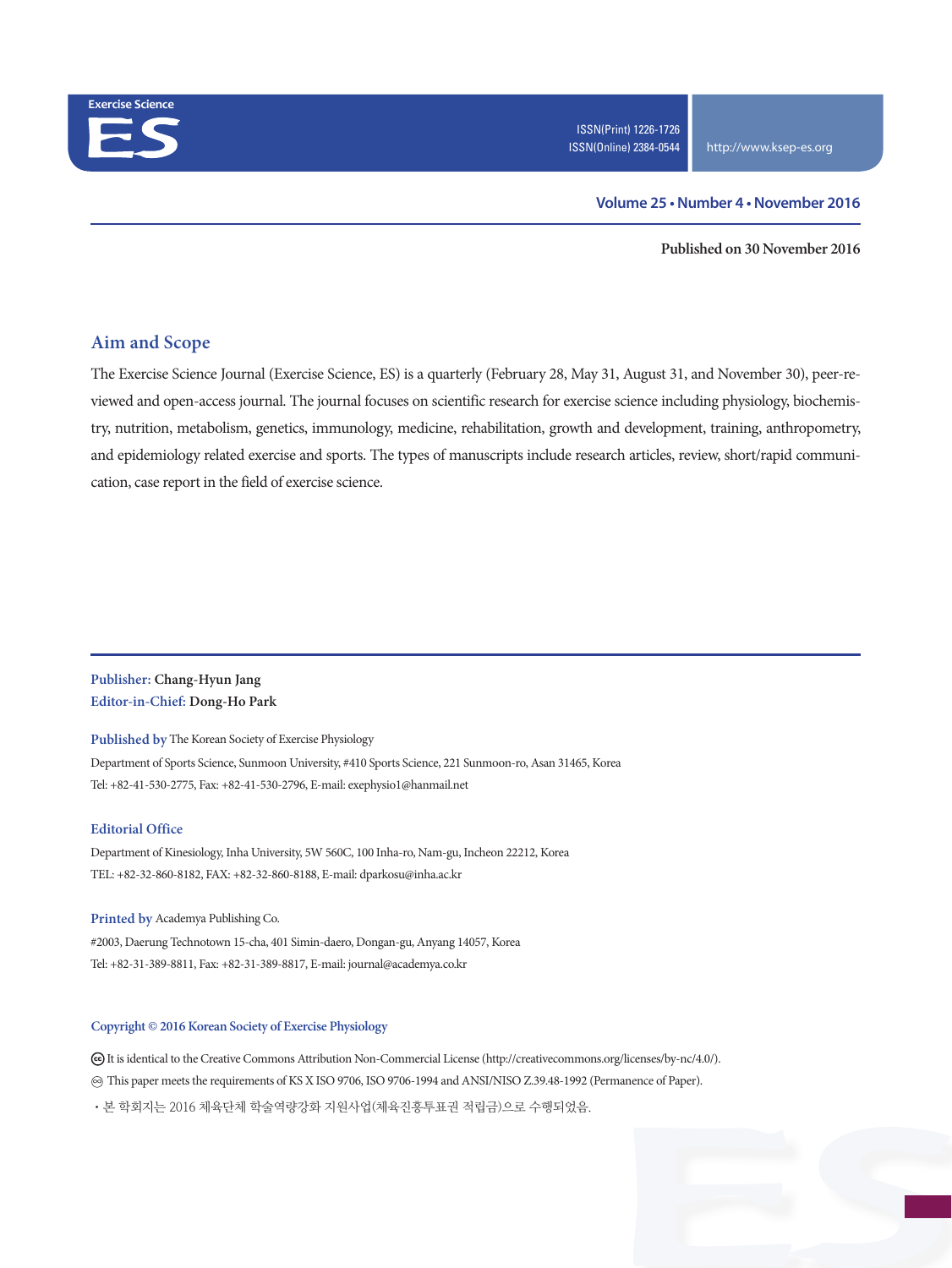Exercise Science

# ES

ISSN(Print) 1226-1726
ISSN(Online) 2384-0544

http://www.ksep-es.org

**Volume 25 • Number 4 • November 2016**

**Published on 30 November 2016**

## Aim and Scope

The Exercise Science Journal (Exercise Science, ES) is a quarterly (February 28, May 31, August 31, and November 30), peer-reviewed and open-access journal. The journal focuses on scientific research for exercise science including physiology, biochemistry, nutrition, metabolism, genetics, immunology, medicine, rehabilitation, growth and development, training, anthropometry, and epidemiology related exercise and sports. The types of manuscripts include research articles, review, short/rapid communication, case report in the field of exercise science.

**Publisher:** Chang-Hyun Jang
**Editor-in-Chief:** Dong-Ho Park

**Published by** The Korean Society of Exercise Physiology
Department of Sports Science, Sunmoon University, #410 Sports Science, 221 Sunmoon-ro, Asan 31465, Korea
Tel: +82-41-530-2775, Fax: +82-41-530-2796, E-mail: exephysio1@hanmail.net

**Editorial Office**
Department of Kinesiology, Inha University, 5W 560C, 100 Inha-ro, Nam-gu, Incheon 22212, Korea
TEL: +82-32-860-8182, FAX: +82-32-860-8188, E-mail: dparkosu@inha.ac.kr

**Printed by** Academya Publishing Co.
#2003, Daerung Technotown 15-cha, 401 Simin-daero, Dongan-gu, Anyang 14057, Korea
Tel: +82-31-389-8811, Fax: +82-31-389-8817, E-mail: journal@academya.co.kr

**Copyright © 2016 Korean Society of Exercise Physiology**

ⓒ It is identical to the Creative Commons Attribution Non-Commercial License (http://creativecommons.org/licenses/by-nc/4.0/).

∞ This paper meets the requirements of KS X ISO 9706, ISO 9706-1994 and ANSI/NISO Z.39.48-1992 (Permanence of Paper).

• 본 학회지는 2016 체육단체 학술역량강화 지원사업(체육진흥투표권 적립금)으로 수행되었음.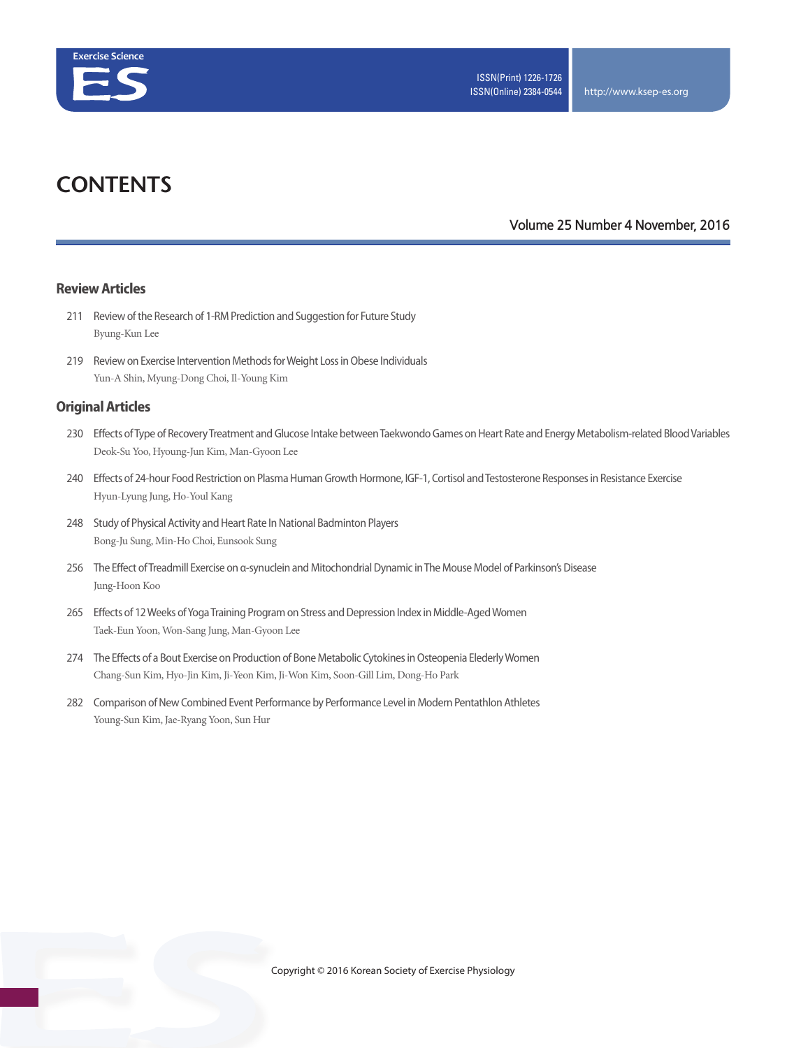# CONTENTS

Volume 25 Number 4 November, 2016

## Review Articles

211 Review of the Research of 1-RM Prediction and Suggestion for Future Study
Byung-Kun Lee

219 Review on Exercise Intervention Methods for Weight Loss in Obese Individuals
Yun-A Shin, Myung-Dong Choi, Il-Young Kim

## Original Articles

230 Effects of Type of Recovery Treatment and Glucose Intake between Taekwondo Games on Heart Rate and Energy Metabolism-related Blood Variables
Deok-Su Yoo, Hyoung-Jun Kim, Man-Gyoon Lee

240 Effects of 24-hour Food Restriction on Plasma Human Growth Hormone, IGF-1, Cortisol and Testosterone Responses in Resistance Exercise
Hyun-Lyung Jung, Ho-Youl Kang

248 Study of Physical Activity and Heart Rate In National Badminton Players
Bong-Ju Sung, Min-Ho Choi, Eunsook Sung

256 The Effect of Treadmill Exercise on α-synuclein and Mitochondrial Dynamic in The Mouse Model of Parkinson's Disease
Jung-Hoon Koo

265 Effects of 12 Weeks of Yoga Training Program on Stress and Depression Index in Middle-Aged Women
Taek-Eun Yoon, Won-Sang Jung, Man-Gyoon Lee

274 The Effects of a Bout Exercise on Production of Bone Metabolic Cytokines in Osteopenia Elederly Women
Chang-Sun Kim, Hyo-Jin Kim, Ji-Yeon Kim, Ji-Won Kim, Soon-Gill Lim, Dong-Ho Park

282 Comparison of New Combined Event Performance by Performance Level in Modern Pentathlon Athletes
Young-Sun Kim, Jae-Ryang Yoon, Sun Hur

Copyright © 2016 Korean Society of Exercise Physiology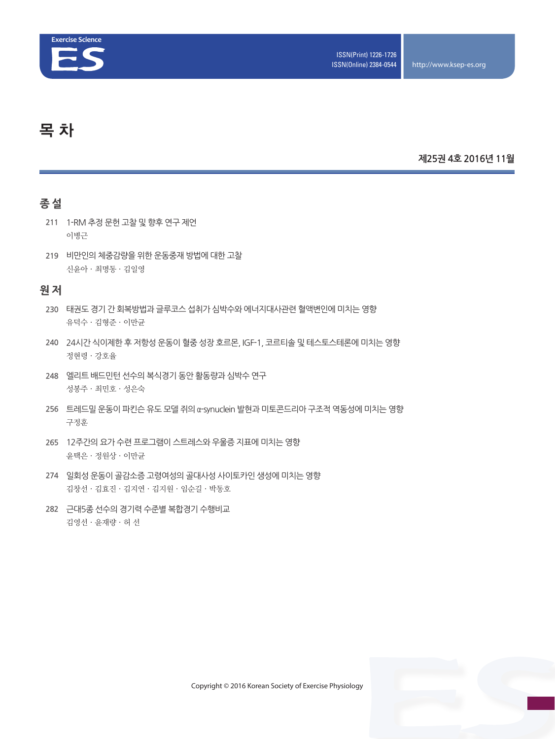# 목 차

제25권 4호 2016년 11월

## 종 설

211 1-RM 추정 문헌 고찰 및 향후 연구 제언
이병근

219 비만인의 체중감량을 위한 운동중재 방법에 대한 고찰
신윤아 · 최명동 · 김일영

## 원 저

230 태권도 경기 간 회복방법과 글루코스 섭취가 심박수와 에너지대사관련 혈액변인에 미치는 영향
유덕수 · 김형준 · 이만균

240 24시간 식이제한 후 저항성 운동이 혈중 성장 호르몬, IGF-1, 코르티솔 및 테스토스테론에 미치는 영향
정현령 · 강호율

248 엘리트 배드민턴 선수의 복식경기 동안 활동량과 심박수 연구
성봉주 · 최민호 · 성은숙

256 트레드밀 운동이 파킨슨 유도 모델 쥐의 α-synuclein 발현과 미토콘드리아 구조적 역동성에 미치는 영향
구정훈

265 12주간의 요가 수련 프로그램이 스트레스와 우울증 지표에 미치는 영향
윤택은 · 정원상 · 이만균

274 일회성 운동이 골감소증 고령여성의 골대사성 사이토카인 생성에 미치는 영향
김창선 · 김효진 · 김지연 · 김지원 · 임순길 · 박동호

282 근대5종 선수의 경기력 수준별 복합경기 수행비교
김영선 · 윤재량 · 허 선

Copyright © 2016 Korean Society of Exercise Physiology